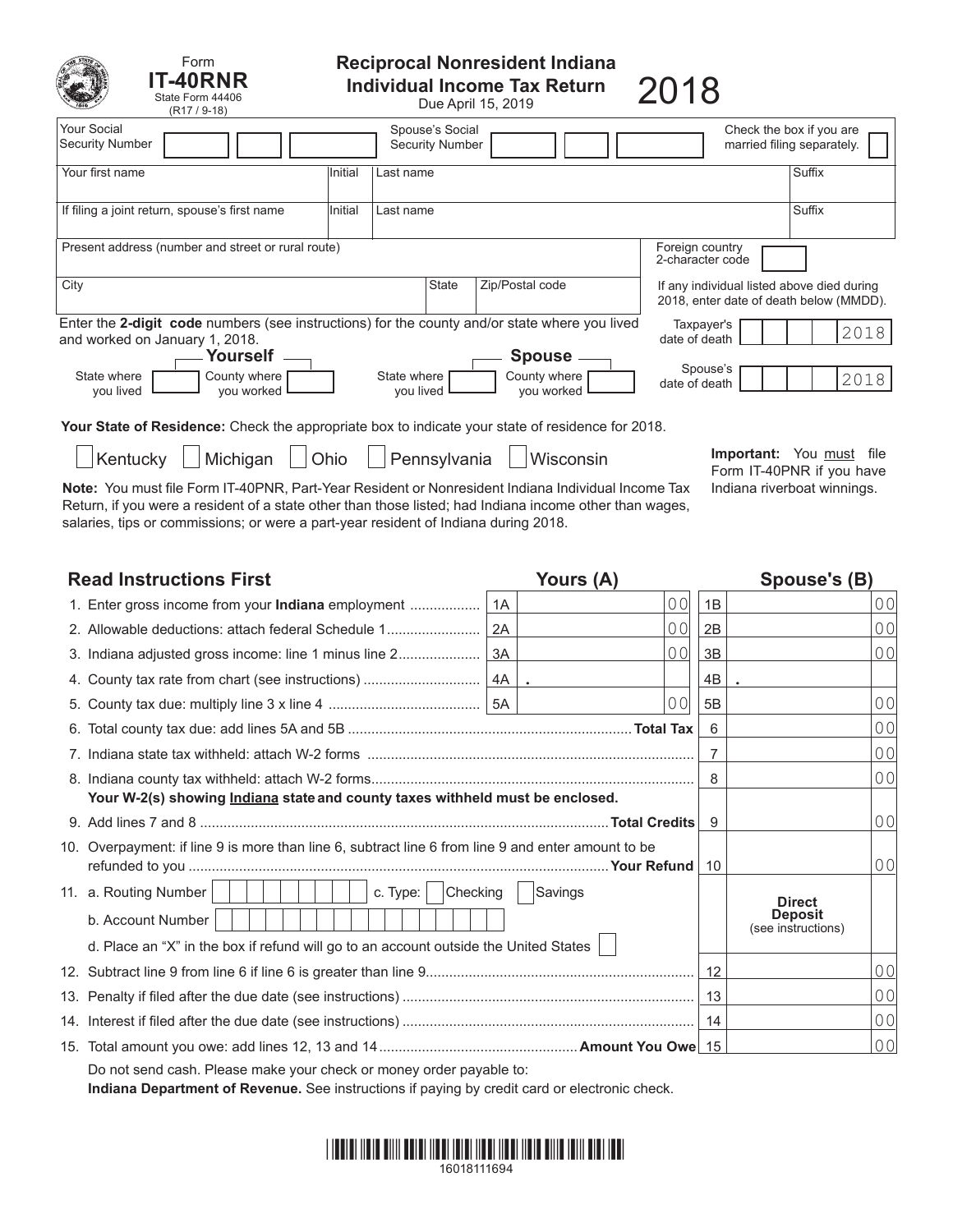Form **IT-40RNR**
State Form 44406
(R17 / 9-18)

# Reciprocal Nonresident Indiana Individual Income Tax Return

Due April 15, 2019

**2018**

| Your Social Security Number | | Spouse's Social Security Number | | Check the box if you are married filing separately. ☐ |
|---|---|---|---|---|

| Your first name | Initial | Last name | Suffix |
|---|---|---|---|
| If filing a joint return, spouse's first name | Initial | Last name | Suffix |

| Present address (number and street or rural route) | | | Foreign country 2-character code |
|---|---|---|---|
| City | State | Zip/Postal code | If any individual listed above died during 2018, enter date of death below (MMDD). |

Enter the **2-digit code** numbers (see instructions) for the county and/or state where you lived and worked on January 1, 2018.

**Yourself** — State where you lived ☐ County where you worked ☐

**Spouse** — State where you lived ☐ County where you worked ☐

Taxpayer's date of death ☐☐☐☐ 2018

Spouse's date of death ☐☐☐☐ 2018

**Your State of Residence:** Check the appropriate box to indicate your state of residence for 2018.

☐ Kentucky ☐ Michigan ☐ Ohio ☐ Pennsylvania ☐ Wisconsin

**Important:** You must file Form IT-40PNR if you have Indiana riverboat winnings.

**Note:** You must file Form IT-40PNR, Part-Year Resident or Nonresident Indiana Individual Income Tax Return, if you were a resident of a state other than those listed; had Indiana income other than wages, salaries, tips or commissions; or were a part-year resident of Indiana during 2018.

## Read Instructions First

| Line | | Yours (A) | | Spouse's (B) |
|---|---|---|---|---|
| 1. Enter gross income from your **Indiana** employment | 1A | 00 | 1B | 00 |
| 2. Allowable deductions: attach federal Schedule 1 | 2A | 00 | 2B | 00 |
| 3. Indiana adjusted gross income: line 1 minus line 2 | 3A | 00 | 3B | 00 |
| 4. County tax rate from chart (see instructions) | 4A | . | 4B | . |
| 5. County tax due: multiply line 3 x line 4 | 5A | 00 | 5B | 00 |

| Line | | Amount |
|---|---|---|
| 6. Total county tax due: add lines 5A and 5B ... **Total Tax** | 6 | 00 |
| 7. Indiana state tax withheld: attach W-2 forms | 7 | 00 |
| 8. Indiana county tax withheld: attach W-2 forms **Your W-2(s) showing Indiana state and county taxes withheld must be enclosed.** | 8 | 00 |
| 9. Add lines 7 and 8 ... **Total Credits** | 9 | 00 |
| 10. Overpayment: if line 9 is more than line 6, subtract line 6 from line 9 and enter amount to be refunded to you ... **Your Refund** | 10 | 00 |
| 11. a. Routing Number ☐ c. Type: ☐ Checking ☐ Savings<br>b. Account Number ☐<br>d. Place an "X" in the box if refund will go to an account outside the United States ☐ | | **Direct Deposit** (see instructions) |
| 12. Subtract line 9 from line 6 if line 6 is greater than line 9 | 12 | 00 |
| 13. Penalty if filed after the due date (see instructions) | 13 | 00 |
| 14. Interest if filed after the due date (see instructions) | 14 | 00 |
| 15. Total amount you owe: add lines 12, 13 and 14 ... **Amount You Owe** | 15 | 00 |

Do not send cash. Please make your check or money order payable to:
**Indiana Department of Revenue.** See instructions if paying by credit card or electronic check.

16018111694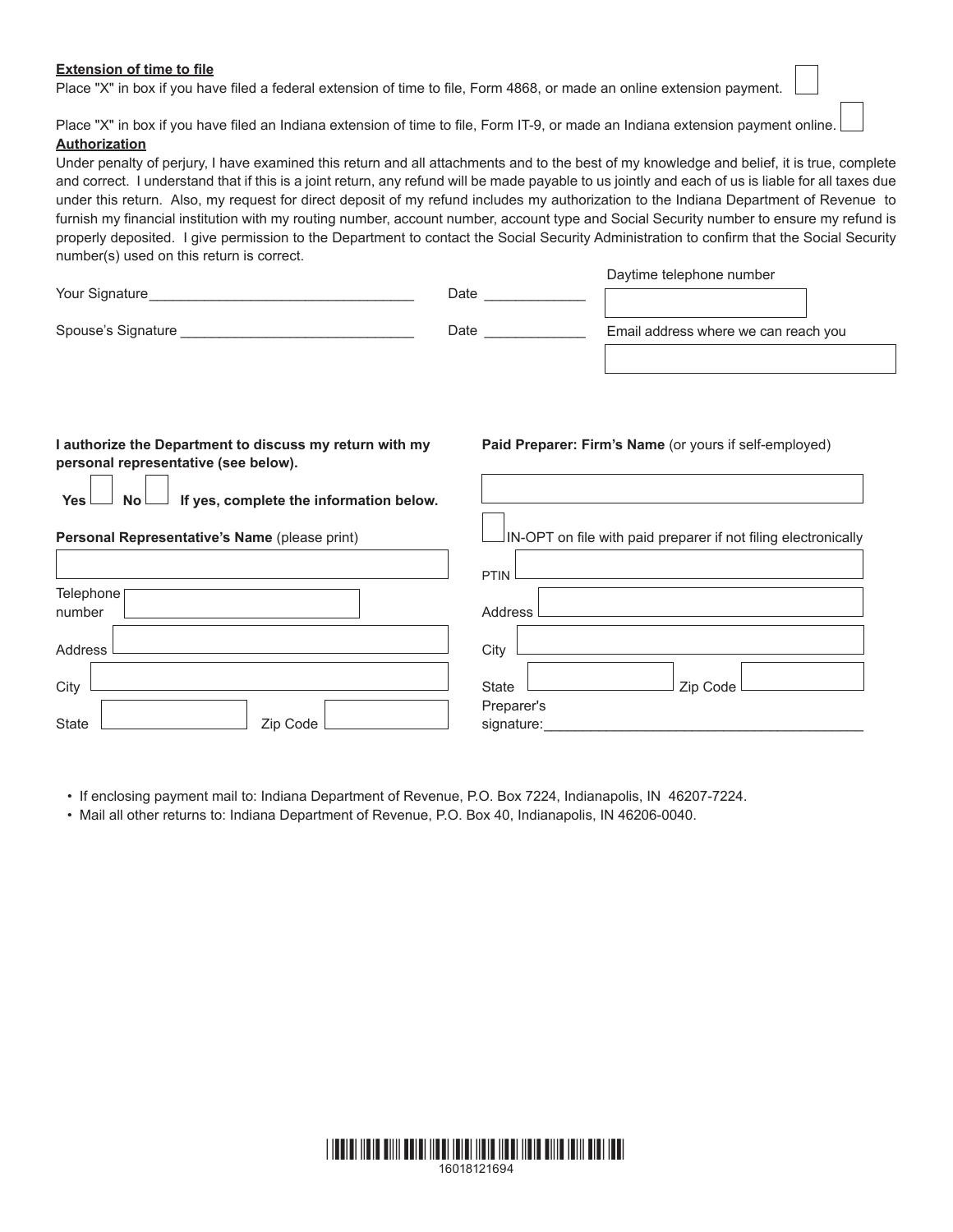**Extension of time to file**

Place "X" in box if you have filed a federal extension of time to file, Form 4868, or made an online extension payment. ☐

Place "X" in box if you have filed an Indiana extension of time to file, Form IT-9, or made an Indiana extension payment online. ☐

**Authorization**

Under penalty of perjury, I have examined this return and all attachments and to the best of my knowledge and belief, it is true, complete and correct. I understand that if this is a joint return, any refund will be made payable to us jointly and each of us is liable for all taxes due under this return. Also, my request for direct deposit of my refund includes my authorization to the Indiana Department of Revenue to furnish my financial institution with my routing number, account number, account type and Social Security number to ensure my refund is properly deposited. I give permission to the Department to contact the Social Security Administration to confirm that the Social Security number(s) used on this return is correct.

Your Signature__________________________________ Date _____________

Daytime telephone number ☐

Spouse's Signature ______________________________ Date _____________

Email address where we can reach you ☐

**I authorize the Department to discuss my return with my personal representative (see below).**

**Yes** ☐ **No** ☐ **If yes, complete the information below.**

**Personal Representative's Name** (please print) ☐

Telephone number ☐

Address ☐

City ☐

State ☐ Zip Code ☐

**Paid Preparer: Firm's Name** (or yours if self-employed) ☐

☐ IN-OPT on file with paid preparer if not filing electronically

PTIN ☐

Address ☐

City ☐

State ☐ Zip Code ☐

Preparer's signature:__________________________________________

- If enclosing payment mail to: Indiana Department of Revenue, P.O. Box 7224, Indianapolis, IN 46207-7224.
- Mail all other returns to: Indiana Department of Revenue, P.O. Box 40, Indianapolis, IN 46206-0040.

16018121694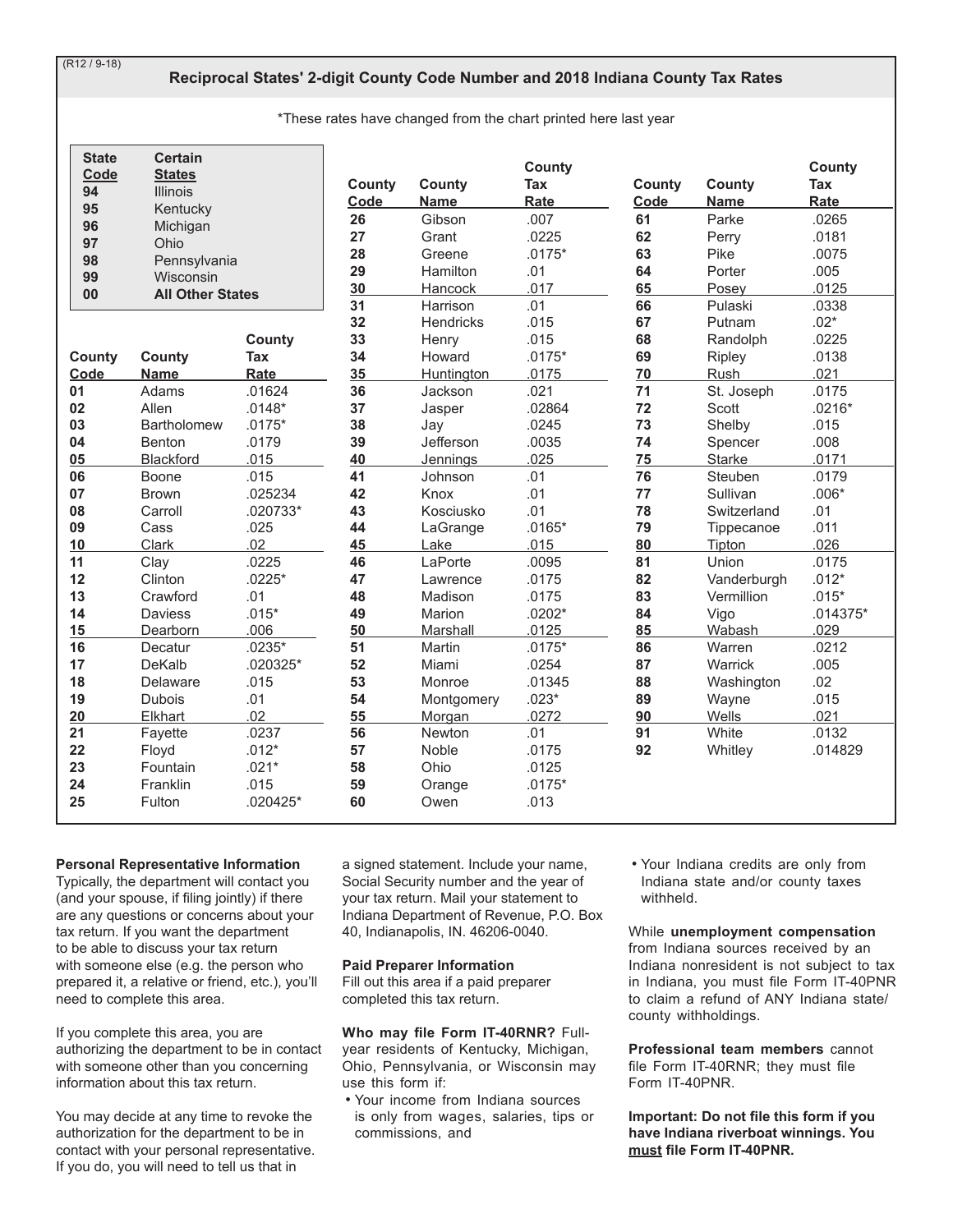(R12 / 9-18)

## Reciprocal States' 2-digit County Code Number and 2018 Indiana County Tax Rates

*These rates have changed from the chart printed here last year

| State Code | Certain States |
|---|---|
| 94 | Illinois |
| 95 | Kentucky |
| 96 | Michigan |
| 97 | Ohio |
| 98 | Pennsylvania |
| 99 | Wisconsin |
| 00 | **All Other States** |

| County Code | County Name | County Tax Rate |
|---|---|---|
| 01 | Adams | .01624 |
| 02 | Allen | .0148* |
| 03 | Bartholomew | .0175* |
| 04 | Benton | .0179 |
| 05 | Blackford | .015 |
| 06 | Boone | .015 |
| 07 | Brown | .025234 |
| 08 | Carroll | .020733* |
| 09 | Cass | .025 |
| 10 | Clark | .02 |
| 11 | Clay | .0225 |
| 12 | Clinton | .0225* |
| 13 | Crawford | .01 |
| 14 | Daviess | .015* |
| 15 | Dearborn | .006 |
| 16 | Decatur | .0235* |
| 17 | DeKalb | .020325* |
| 18 | Delaware | .015 |
| 19 | Dubois | .01 |
| 20 | Elkhart | .02 |
| 21 | Fayette | .0237 |
| 22 | Floyd | .012* |
| 23 | Fountain | .021* |
| 24 | Franklin | .015 |
| 25 | Fulton | .020425* |
| 26 | Gibson | .007 |
| 27 | Grant | .0225 |
| 28 | Greene | .0175* |
| 29 | Hamilton | .01 |
| 30 | Hancock | .017 |
| 31 | Harrison | .01 |
| 32 | Hendricks | .015 |
| 33 | Henry | .015 |
| 34 | Howard | .0175* |
| 35 | Huntington | .0175 |
| 36 | Jackson | .021 |
| 37 | Jasper | .02864 |
| 38 | Jay | .0245 |
| 39 | Jefferson | .0035 |
| 40 | Jennings | .025 |
| 41 | Johnson | .01 |
| 42 | Knox | .01 |
| 43 | Kosciusko | .01 |
| 44 | LaGrange | .0165* |
| 45 | Lake | .015 |
| 46 | LaPorte | .0095 |
| 47 | Lawrence | .0175 |
| 48 | Madison | .0175 |
| 49 | Marion | .0202* |
| 50 | Marshall | .0125 |
| 51 | Martin | .0175* |
| 52 | Miami | .0254 |
| 53 | Monroe | .01345 |
| 54 | Montgomery | .023* |
| 55 | Morgan | .0272 |
| 56 | Newton | .01 |
| 57 | Noble | .0175 |
| 58 | Ohio | .0125 |
| 59 | Orange | .0175* |
| 60 | Owen | .013 |
| 61 | Parke | .0265 |
| 62 | Perry | .0181 |
| 63 | Pike | .0075 |
| 64 | Porter | .005 |
| 65 | Posey | .0125 |
| 66 | Pulaski | .0338 |
| 67 | Putnam | .02* |
| 68 | Randolph | .0225 |
| 69 | Ripley | .0138 |
| 70 | Rush | .021 |
| 71 | St. Joseph | .0175 |
| 72 | Scott | .0216* |
| 73 | Shelby | .015 |
| 74 | Spencer | .008 |
| 75 | Starke | .0171 |
| 76 | Steuben | .0179 |
| 77 | Sullivan | .006* |
| 78 | Switzerland | .01 |
| 79 | Tippecanoe | .011 |
| 80 | Tipton | .026 |
| 81 | Union | .0175 |
| 82 | Vanderburgh | .012* |
| 83 | Vermillion | .015* |
| 84 | Vigo | .014375* |
| 85 | Wabash | .029 |
| 86 | Warren | .0212 |
| 87 | Warrick | .005 |
| 88 | Washington | .02 |
| 89 | Wayne | .015 |
| 90 | Wells | .021 |
| 91 | White | .0132 |
| 92 | Whitley | .014829 |

**Personal Representative Information**

Typically, the department will contact you (and your spouse, if filing jointly) if there are any questions or concerns about your tax return. If you want the department to be able to discuss your tax return with someone else (e.g. the person who prepared it, a relative or friend, etc.), you'll need to complete this area.

If you complete this area, you are authorizing the department to be in contact with someone other than you concerning information about this tax return.

You may decide at any time to revoke the authorization for the department to be in contact with your personal representative. If you do, you will need to tell us that in a signed statement. Include your name, Social Security number and the year of your tax return. Mail your statement to Indiana Department of Revenue, P.O. Box 40, Indianapolis, IN. 46206-0040.

**Paid Preparer Information**

Fill out this area if a paid preparer completed this tax return.

**Who may file Form IT-40RNR?** Full-year residents of Kentucky, Michigan, Ohio, Pennsylvania, or Wisconsin may use this form if:

- Your income from Indiana sources is only from wages, salaries, tips or commissions, and
- Your Indiana credits are only from Indiana state and/or county taxes withheld.

While **unemployment compensation** from Indiana sources received by an Indiana nonresident is not subject to tax in Indiana, you must file Form IT-40PNR to claim a refund of ANY Indiana state/county withholdings.

**Professional team members** cannot file Form IT-40RNR; they must file Form IT-40PNR.

**Important: Do not file this form if you have Indiana riverboat winnings. You must file Form IT-40PNR.**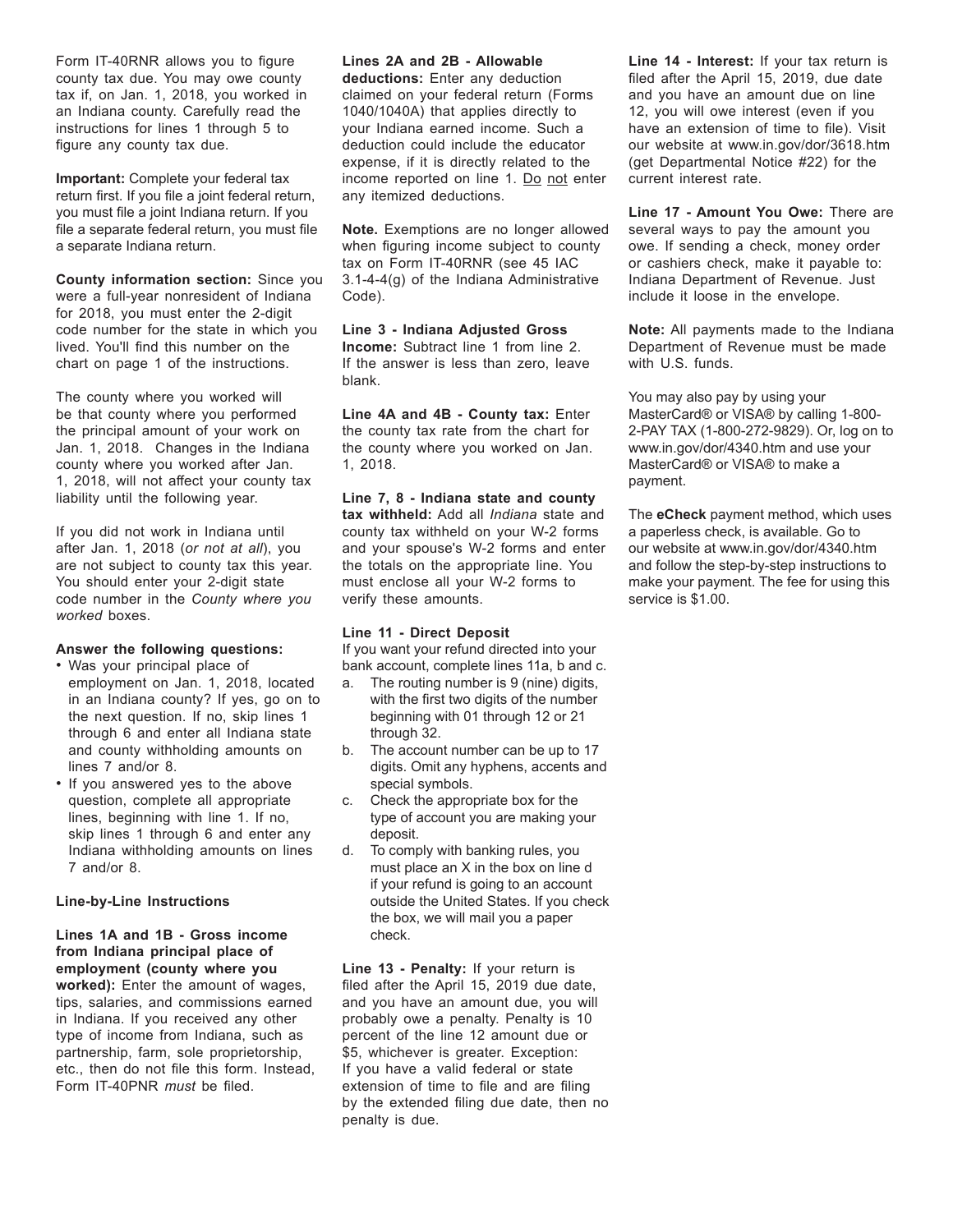Form IT-40RNR allows you to figure county tax due. You may owe county tax if, on Jan. 1, 2018, you worked in an Indiana county. Carefully read the instructions for lines 1 through 5 to figure any county tax due.

**Important:** Complete your federal tax return first. If you file a joint federal return, you must file a joint Indiana return. If you file a separate federal return, you must file a separate Indiana return.

**County information section:** Since you were a full-year nonresident of Indiana for 2018, you must enter the 2-digit code number for the state in which you lived. You'll find this number on the chart on page 1 of the instructions.

The county where you worked will be that county where you performed the principal amount of your work on Jan. 1, 2018. Changes in the Indiana county where you worked after Jan. 1, 2018, will not affect your county tax liability until the following year.

If you did not work in Indiana until after Jan. 1, 2018 (*or not at all*), you are not subject to county tax this year. You should enter your 2-digit state code number in the *County where you worked* boxes.

**Answer the following questions:**

- Was your principal place of employment on Jan. 1, 2018, located in an Indiana county? If yes, go on to the next question. If no, skip lines 1 through 6 and enter all Indiana state and county withholding amounts on lines 7 and/or 8.
- If you answered yes to the above question, complete all appropriate lines, beginning with line 1. If no, skip lines 1 through 6 and enter any Indiana withholding amounts on lines 7 and/or 8.

**Line-by-Line Instructions**

**Lines 1A and 1B - Gross income from Indiana principal place of employment (county where you worked):** Enter the amount of wages, tips, salaries, and commissions earned in Indiana. If you received any other type of income from Indiana, such as partnership, farm, sole proprietorship, etc., then do not file this form. Instead, Form IT-40PNR *must* be filed.

**Lines 2A and 2B - Allowable deductions:** Enter any deduction claimed on your federal return (Forms 1040/1040A) that applies directly to your Indiana earned income. Such a deduction could include the educator expense, if it is directly related to the income reported on line 1. Do not enter any itemized deductions.

**Note.** Exemptions are no longer allowed when figuring income subject to county tax on Form IT-40RNR (see 45 IAC 3.1-4-4(g) of the Indiana Administrative Code).

**Line 3 - Indiana Adjusted Gross Income:** Subtract line 1 from line 2. If the answer is less than zero, leave blank.

**Line 4A and 4B - County tax:** Enter the county tax rate from the chart for the county where you worked on Jan. 1, 2018.

**Line 7, 8 - Indiana state and county tax withheld:** Add all *Indiana* state and county tax withheld on your W-2 forms and your spouse's W-2 forms and enter the totals on the appropriate line. You must enclose all your W-2 forms to verify these amounts.

**Line 11 - Direct Deposit**
If you want your refund directed into your bank account, complete lines 11a, b and c.

a. The routing number is 9 (nine) digits, with the first two digits of the number beginning with 01 through 12 or 21 through 32.
b. The account number can be up to 17 digits. Omit any hyphens, accents and special symbols.
c. Check the appropriate box for the type of account you are making your deposit.
d. To comply with banking rules, you must place an X in the box on line d if your refund is going to an account outside the United States. If you check the box, we will mail you a paper check.

**Line 13 - Penalty:** If your return is filed after the April 15, 2019 due date, and you have an amount due, you will probably owe a penalty. Penalty is 10 percent of the line 12 amount due or $5, whichever is greater. Exception: If you have a valid federal or state extension of time to file and are filing by the extended filing due date, then no penalty is due.

**Line 14 - Interest:** If your tax return is filed after the April 15, 2019, due date and you have an amount due on line 12, you will owe interest (even if you have an extension of time to file). Visit our website at www.in.gov/dor/3618.htm (get Departmental Notice #22) for the current interest rate.

**Line 17 - Amount You Owe:** There are several ways to pay the amount you owe. If sending a check, money order or cashiers check, make it payable to: Indiana Department of Revenue. Just include it loose in the envelope.

**Note:** All payments made to the Indiana Department of Revenue must be made with U.S. funds.

You may also pay by using your MasterCard® or VISA® by calling 1-800-2-PAY TAX (1-800-272-9829). Or, log on to www.in.gov/dor/4340.htm and use your MasterCard® or VISA® to make a payment.

The **eCheck** payment method, which uses a paperless check, is available. Go to our website at www.in.gov/dor/4340.htm and follow the step-by-step instructions to make your payment. The fee for using this service is $1.00.